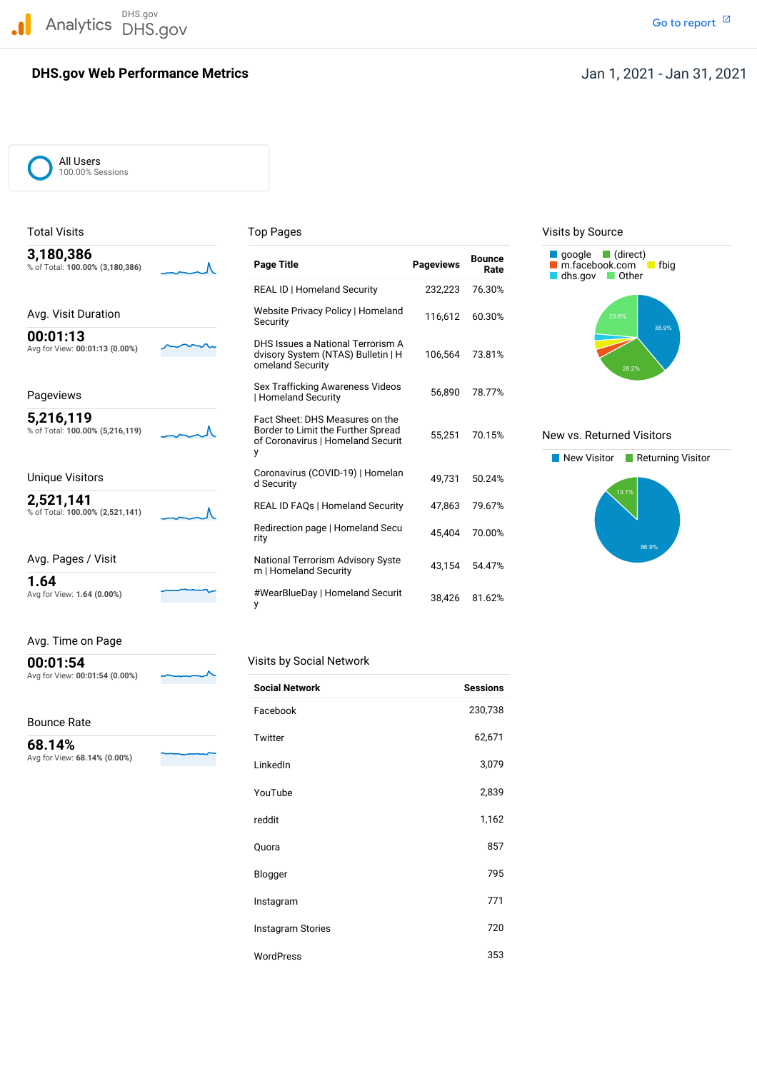Analytics DHS.gov DHS.gov

Go to report

# DHS.gov Web Performance Metrics

Jan 1, 2021 - Jan 31, 2021

All Users
100.00% Sessions

## Total Visits

**3,180,386**
% of Total: **100.00% (3,180,386)**

## Avg. Visit Duration

**00:01:13**
Avg for View: **00:01:13 (0.00%)**

## Pageviews

**5,216,119**
% of Total: **100.00% (5,216,119)**

## Unique Visitors

**2,521,141**
% of Total: **100.00% (2,521,141)**

## Avg. Pages / Visit

**1.64**
Avg for View: **1.64 (0.00%)**

## Avg. Time on Page

**00:01:54**
Avg for View: **00:01:54 (0.00%)**

## Bounce Rate

**68.14%**
Avg for View: **68.14% (0.00%)**

## Top Pages

| Page Title | Pageviews | Bounce Rate |
|---|---|---|
| REAL ID \| Homeland Security | 232,223 | 76.30% |
| Website Privacy Policy \| Homeland Security | 116,612 | 60.30% |
| DHS Issues a National Terrorism Advisory System (NTAS) Bulletin \| Homeland Security | 106,564 | 73.81% |
| Sex Trafficking Awareness Videos \| Homeland Security | 56,890 | 78.77% |
| Fact Sheet: DHS Measures on the Border to Limit the Further Spread of Coronavirus \| Homeland Security | 55,251 | 70.15% |
| Coronavirus (COVID-19) \| Homeland Security | 49,731 | 50.24% |
| REAL ID FAQs \| Homeland Security | 47,863 | 79.67% |
| Redirection page \| Homeland Security | 45,404 | 70.00% |
| National Terrorism Advisory System \| Homeland Security | 43,154 | 54.47% |
| #WearBlueDay \| Homeland Security | 38,426 | 81.62% |

## Visits by Social Network

| Social Network | Sessions |
|---|---|
| Facebook | 230,738 |
| Twitter | 62,671 |
| LinkedIn | 3,079 |
| YouTube | 2,839 |
| reddit | 1,162 |
| Quora | 857 |
| Blogger | 795 |
| Instagram | 771 |
| Instagram Stories | 720 |
| WordPress | 353 |

## Visits by Source

google, (direct), m.facebook.com, fbig, dhs.gov, Other

google: 38.9%; (direct): 28.2%; Other: 23.6%

## New vs. Returned Visitors

New Visitor: 86.9%; Returning Visitor: 13.1%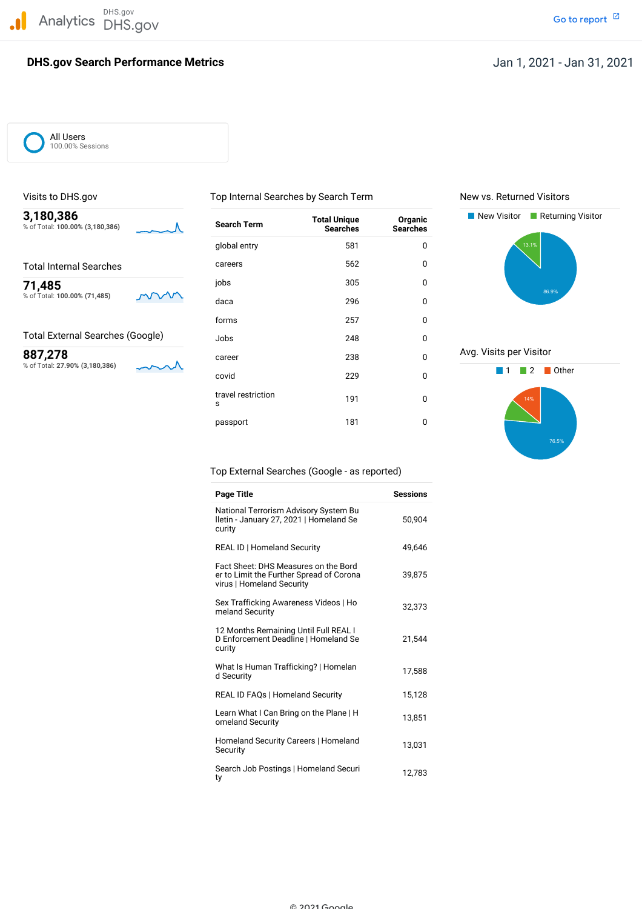Analytics DHS.gov DHS.gov

Go to report

# DHS.gov Search Performance Metrics

Jan 1, 2021 - Jan 31, 2021

All Users
100.00% Sessions

## Visits to DHS.gov

**3,180,386**
% of Total: **100.00% (3,180,386)**

## Total Internal Searches

**71,485**
% of Total: **100.00% (71,485)**

## Total External Searches (Google)

**887,278**
% of Total: **27.90% (3,180,386)**

## Top Internal Searches by Search Term

| Search Term | Total Unique Searches | Organic Searches |
|---|---|---|
| global entry | 581 | 0 |
| careers | 562 | 0 |
| jobs | 305 | 0 |
| daca | 296 | 0 |
| forms | 257 | 0 |
| Jobs | 248 | 0 |
| career | 238 | 0 |
| covid | 229 | 0 |
| travel restrictions | 191 | 0 |
| passport | 181 | 0 |

## New vs. Returned Visitors

New Visitor: 86.9%
Returning Visitor: 13.1%

## Avg. Visits per Visitor

1: 76.5%
2
Other: 14%

## Top External Searches (Google - as reported)

| Page Title | Sessions |
|---|---|
| National Terrorism Advisory System Bulletin - January 27, 2021 \| Homeland Security | 50,904 |
| REAL ID \| Homeland Security | 49,646 |
| Fact Sheet: DHS Measures on the Border to Limit the Further Spread of Coronavirus \| Homeland Security | 39,875 |
| Sex Trafficking Awareness Videos \| Homeland Security | 32,373 |
| 12 Months Remaining Until Full REAL ID Enforcement Deadline \| Homeland Security | 21,544 |
| What Is Human Trafficking? \| Homeland Security | 17,588 |
| REAL ID FAQs \| Homeland Security | 15,128 |
| Learn What I Can Bring on the Plane \| Homeland Security | 13,851 |
| Homeland Security Careers \| Homeland Security | 13,031 |
| Search Job Postings \| Homeland Security | 12,783 |

© 2021 Google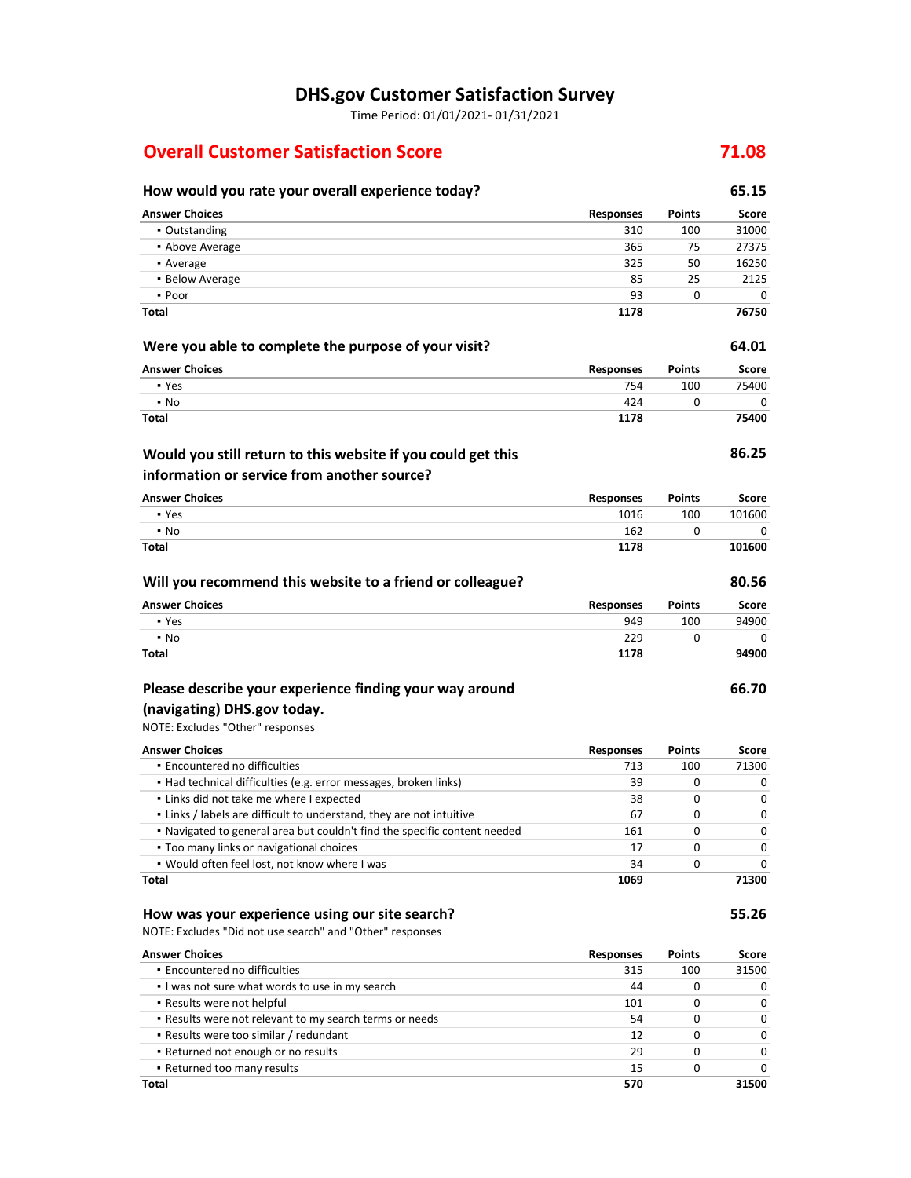# DHS.gov Customer Satisfaction Survey

Time Period: 01/01/2021- 01/31/2021

## Overall Customer Satisfaction Score — 71.08

### How would you rate your overall experience today? — 65.15

| Answer Choices | Responses | Points | Score |
|---|---|---|---|
| ▪ Outstanding | 310 | 100 | 31000 |
| ▪ Above Average | 365 | 75 | 27375 |
| ▪ Average | 325 | 50 | 16250 |
| ▪ Below Average | 85 | 25 | 2125 |
| ▪ Poor | 93 | 0 | 0 |
| **Total** | **1178** | | **76750** |

### Were you able to complete the purpose of your visit? — 64.01

| Answer Choices | Responses | Points | Score |
|---|---|---|---|
| ▪ Yes | 754 | 100 | 75400 |
| ▪ No | 424 | 0 | 0 |
| **Total** | **1178** | | **75400** |

### Would you still return to this website if you could get this information or service from another source? — 86.25

| Answer Choices | Responses | Points | Score |
|---|---|---|---|
| ▪ Yes | 1016 | 100 | 101600 |
| ▪ No | 162 | 0 | 0 |
| **Total** | **1178** | | **101600** |

### Will you recommend this website to a friend or colleague? — 80.56

| Answer Choices | Responses | Points | Score |
|---|---|---|---|
| ▪ Yes | 949 | 100 | 94900 |
| ▪ No | 229 | 0 | 0 |
| **Total** | **1178** | | **94900** |

### Please describe your experience finding your way around (navigating) DHS.gov today. — 66.70

NOTE: Excludes "Other" responses

| Answer Choices | Responses | Points | Score |
|---|---|---|---|
| ▪ Encountered no difficulties | 713 | 100 | 71300 |
| ▪ Had technical difficulties (e.g. error messages, broken links) | 39 | 0 | 0 |
| ▪ Links did not take me where I expected | 38 | 0 | 0 |
| ▪ Links / labels are difficult to understand, they are not intuitive | 67 | 0 | 0 |
| ▪ Navigated to general area but couldn't find the specific content needed | 161 | 0 | 0 |
| ▪ Too many links or navigational choices | 17 | 0 | 0 |
| ▪ Would often feel lost, not know where I was | 34 | 0 | 0 |
| **Total** | **1069** | | **71300** |

### How was your experience using our site search? — 55.26

NOTE: Excludes "Did not use search" and "Other" responses

| Answer Choices | Responses | Points | Score |
|---|---|---|---|
| ▪ Encountered no difficulties | 315 | 100 | 31500 |
| ▪ I was not sure what words to use in my search | 44 | 0 | 0 |
| ▪ Results were not helpful | 101 | 0 | 0 |
| ▪ Results were not relevant to my search terms or needs | 54 | 0 | 0 |
| ▪ Results were too similar / redundant | 12 | 0 | 0 |
| ▪ Returned not enough or no results | 29 | 0 | 0 |
| ▪ Returned too many results | 15 | 0 | 0 |
| **Total** | **570** | | **31500** |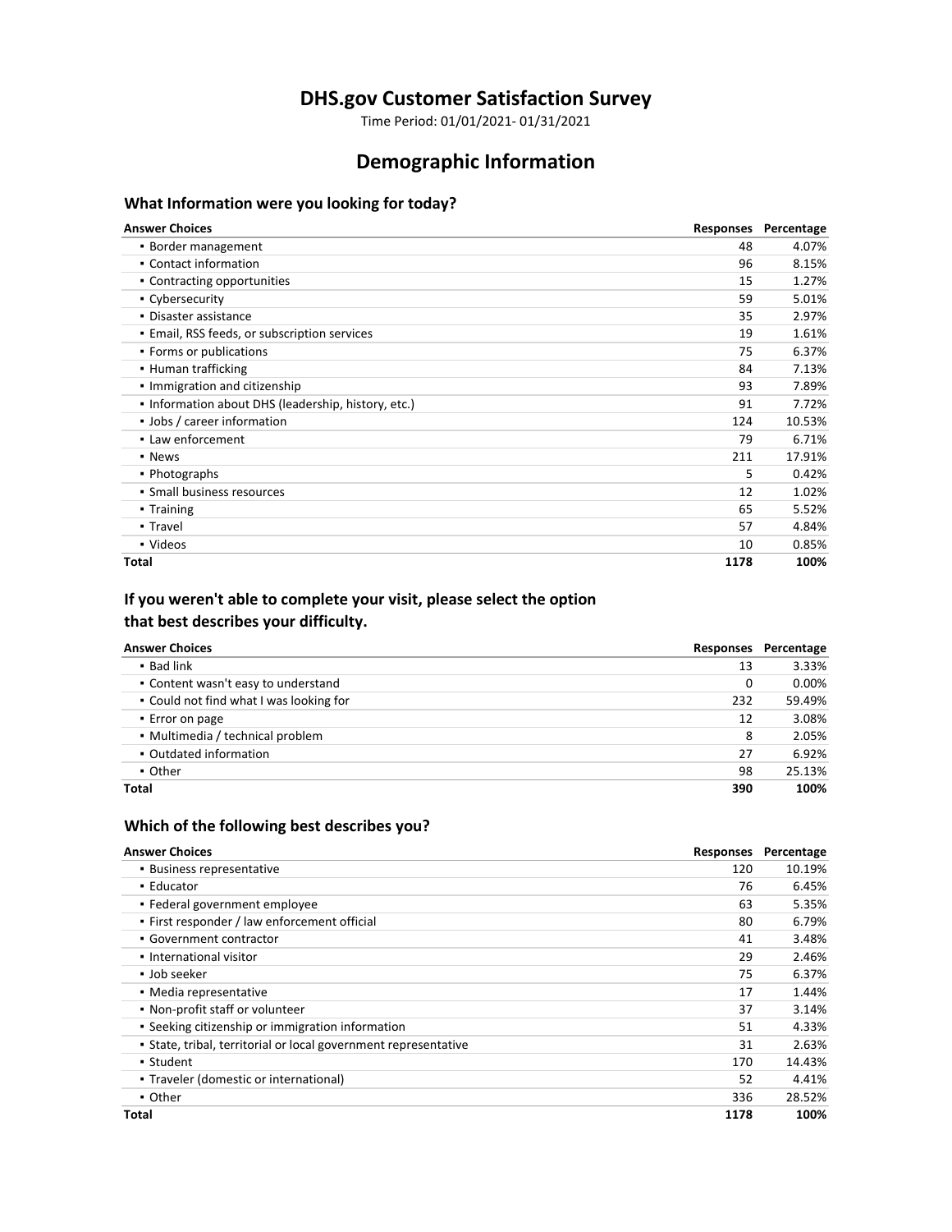# DHS.gov Customer Satisfaction Survey

Time Period: 01/01/2021- 01/31/2021

## Demographic Information

### What Information were you looking for today?

| Answer Choices | Responses | Percentage |
|---|---|---|
| ▪ Border management | 48 | 4.07% |
| ▪ Contact information | 96 | 8.15% |
| ▪ Contracting opportunities | 15 | 1.27% |
| ▪ Cybersecurity | 59 | 5.01% |
| ▪ Disaster assistance | 35 | 2.97% |
| ▪ Email, RSS feeds, or subscription services | 19 | 1.61% |
| ▪ Forms or publications | 75 | 6.37% |
| ▪ Human trafficking | 84 | 7.13% |
| ▪ Immigration and citizenship | 93 | 7.89% |
| ▪ Information about DHS (leadership, history, etc.) | 91 | 7.72% |
| ▪ Jobs / career information | 124 | 10.53% |
| ▪ Law enforcement | 79 | 6.71% |
| ▪ News | 211 | 17.91% |
| ▪ Photographs | 5 | 0.42% |
| ▪ Small business resources | 12 | 1.02% |
| ▪ Training | 65 | 5.52% |
| ▪ Travel | 57 | 4.84% |
| ▪ Videos | 10 | 0.85% |
| **Total** | **1178** | **100%** |

### If you weren't able to complete your visit, please select the option that best describes your difficulty.

| Answer Choices | Responses | Percentage |
|---|---|---|
| ▪ Bad link | 13 | 3.33% |
| ▪ Content wasn't easy to understand | 0 | 0.00% |
| ▪ Could not find what I was looking for | 232 | 59.49% |
| ▪ Error on page | 12 | 3.08% |
| ▪ Multimedia / technical problem | 8 | 2.05% |
| ▪ Outdated information | 27 | 6.92% |
| ▪ Other | 98 | 25.13% |
| **Total** | **390** | **100%** |

### Which of the following best describes you?

| Answer Choices | Responses | Percentage |
|---|---|---|
| ▪ Business representative | 120 | 10.19% |
| ▪ Educator | 76 | 6.45% |
| ▪ Federal government employee | 63 | 5.35% |
| ▪ First responder / law enforcement official | 80 | 6.79% |
| ▪ Government contractor | 41 | 3.48% |
| ▪ International visitor | 29 | 2.46% |
| ▪ Job seeker | 75 | 6.37% |
| ▪ Media representative | 17 | 1.44% |
| ▪ Non-profit staff or volunteer | 37 | 3.14% |
| ▪ Seeking citizenship or immigration information | 51 | 4.33% |
| ▪ State, tribal, territorial or local government representative | 31 | 2.63% |
| ▪ Student | 170 | 14.43% |
| ▪ Traveler (domestic or international) | 52 | 4.41% |
| ▪ Other | 336 | 28.52% |
| **Total** | **1178** | **100%** |